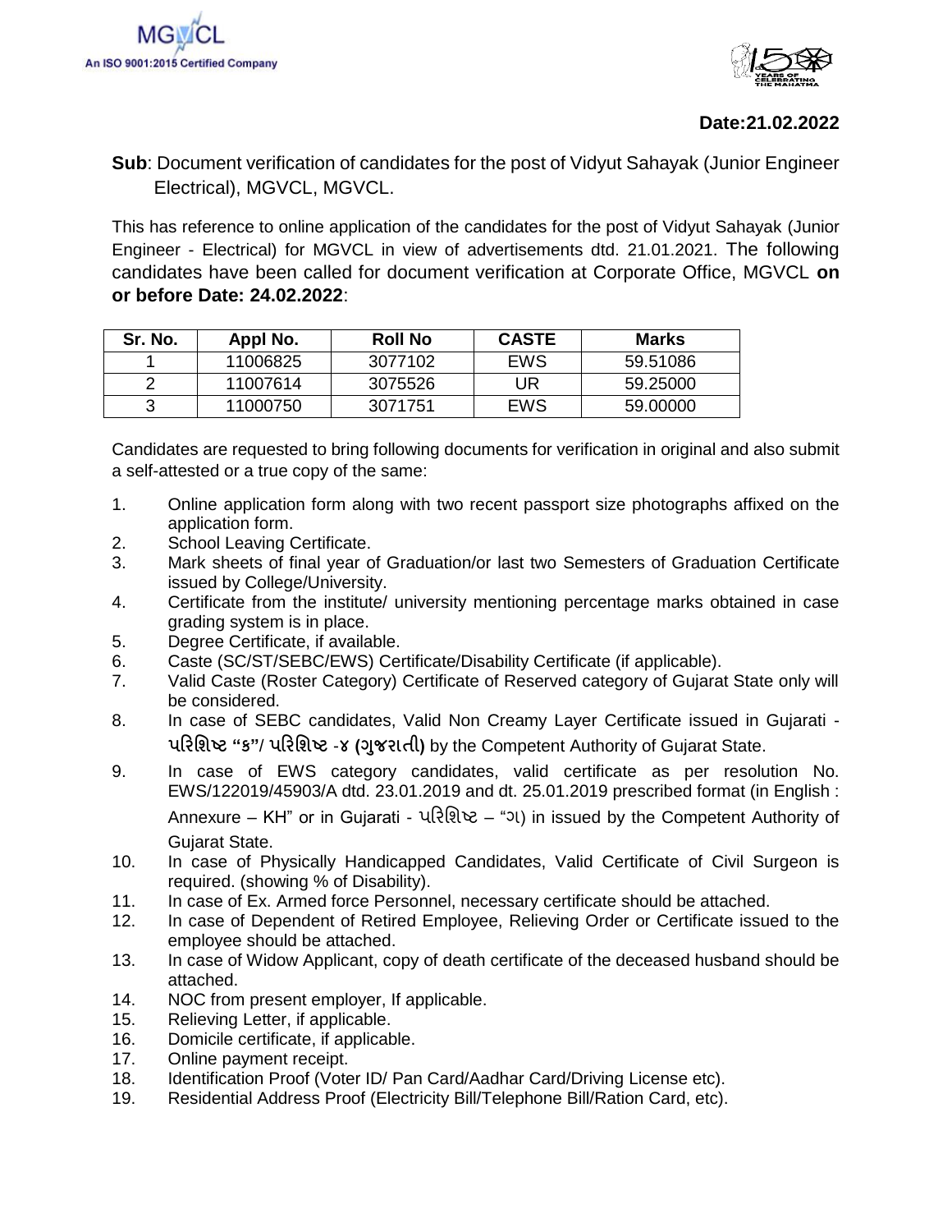MGVCL
An ISO 9001:2015 Certified Company

**Date:21.02.2022**

**Sub**: Document verification of candidates for the post of Vidyut Sahayak (Junior Engineer Electrical), MGVCL, MGVCL.

This has reference to online application of the candidates for the post of Vidyut Sahayak (Junior Engineer - Electrical) for MGVCL in view of advertisements dtd. 21.01.2021. The following candidates have been called for document verification at Corporate Office, MGVCL **on or before Date: 24.02.2022**:

| Sr. No. | Appl No. | Roll No | CASTE | Marks |
|---|---|---|---|---|
| 1 | 11006825 | 3077102 | EWS | 59.51086 |
| 2 | 11007614 | 3075526 | UR | 59.25000 |
| 3 | 11000750 | 3071751 | EWS | 59.00000 |

Candidates are requested to bring following documents for verification in original and also submit a self-attested or a true copy of the same:

1. Online application form along with two recent passport size photographs affixed on the application form.
2. School Leaving Certificate.
3. Mark sheets of final year of Graduation/or last two Semesters of Graduation Certificate issued by College/University.
4. Certificate from the institute/ university mentioning percentage marks obtained in case grading system is in place.
5. Degree Certificate, if available.
6. Caste (SC/ST/SEBC/EWS) Certificate/Disability Certificate (if applicable).
7. Valid Caste (Roster Category) Certificate of Reserved category of Gujarat State only will be considered.
8. In case of SEBC candidates, Valid Non Creamy Layer Certificate issued in Gujarati - **પરિશિષ્ટ "ક"/ પરિશિષ્ટ -૪ (ગુજરાતી)** by the Competent Authority of Gujarat State.
9. In case of EWS category candidates, valid certificate as per resolution No. EWS/122019/45903/A dtd. 23.01.2019 and dt. 25.01.2019 prescribed format (in English : Annexure – KH" or in Gujarati - પરિશિષ્ટ – "ગ) in issued by the Competent Authority of Gujarat State.
10. In case of Physically Handicapped Candidates, Valid Certificate of Civil Surgeon is required. (showing % of Disability).
11. In case of Ex. Armed force Personnel, necessary certificate should be attached.
12. In case of Dependent of Retired Employee, Relieving Order or Certificate issued to the employee should be attached.
13. In case of Widow Applicant, copy of death certificate of the deceased husband should be attached.
14. NOC from present employer, If applicable.
15. Relieving Letter, if applicable.
16. Domicile certificate, if applicable.
17. Online payment receipt.
18. Identification Proof (Voter ID/ Pan Card/Aadhar Card/Driving License etc).
19. Residential Address Proof (Electricity Bill/Telephone Bill/Ration Card, etc).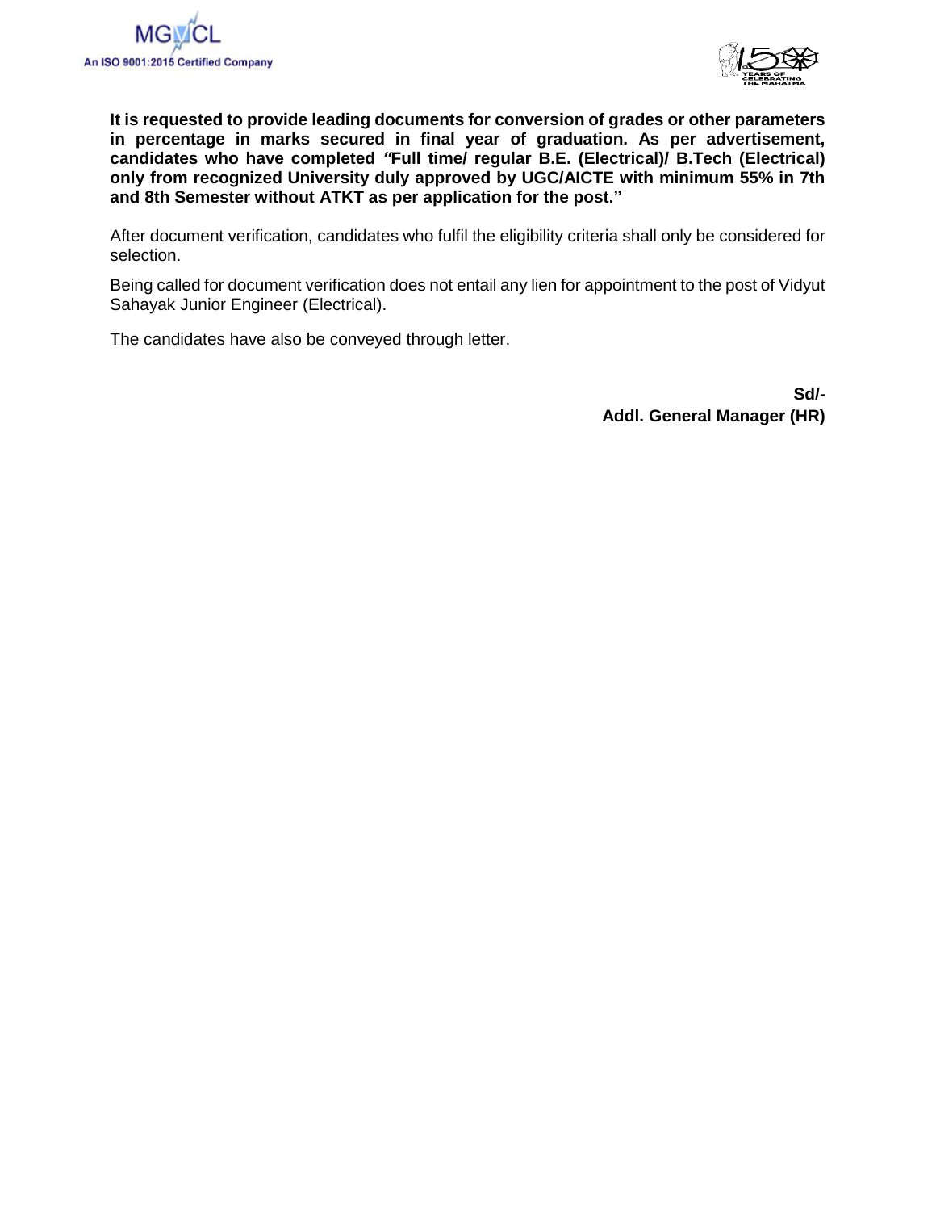**It is requested to provide leading documents for conversion of grades or other parameters in percentage in marks secured in final year of graduation. As per advertisement, candidates who have completed *"*Full time/ regular B.E. (Electrical)/ B.Tech (Electrical) only from recognized University duly approved by UGC/AICTE with minimum 55% in 7th and 8th Semester without ATKT as per application for the post."**

After document verification, candidates who fulfil the eligibility criteria shall only be considered for selection.

Being called for document verification does not entail any lien for appointment to the post of Vidyut Sahayak Junior Engineer (Electrical).

The candidates have also be conveyed through letter.

**Sd/-**
**Addl. General Manager (HR)**